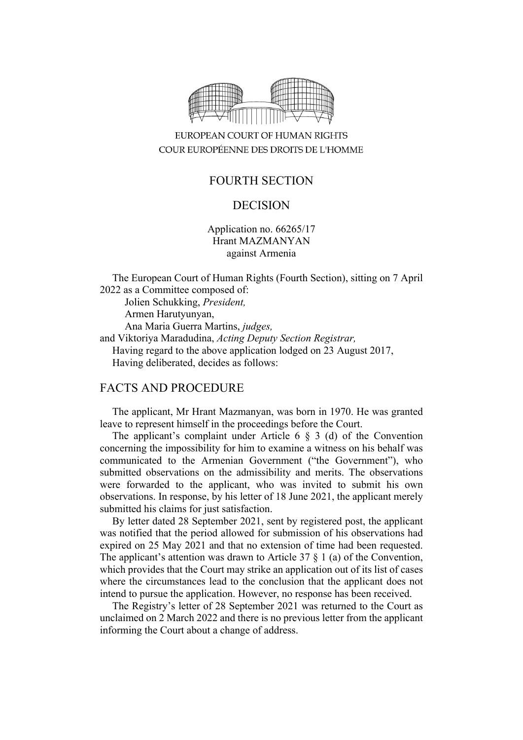EUROPEAN COURT OF HUMAN RIGHTS
COUR EUROPÉENNE DES DROITS DE L'HOMME

FOURTH SECTION

DECISION

Application no. 66265/17
Hrant MAZMANYAN
against Armenia

The European Court of Human Rights (Fourth Section), sitting on 7 April 2022 as a Committee composed of:

Jolien Schukking, *President,*
Armen Harutyunyan,
Ana Maria Guerra Martins, *judges,*
and Viktoriya Maradudina, *Acting Deputy Section Registrar,*

Having regard to the above application lodged on 23 August 2017,

Having deliberated, decides as follows:

## FACTS AND PROCEDURE

The applicant, Mr Hrant Mazmanyan, was born in 1970. He was granted leave to represent himself in the proceedings before the Court.

The applicant's complaint under Article 6 § 3 (d) of the Convention concerning the impossibility for him to examine a witness on his behalf was communicated to the Armenian Government ("the Government"), who submitted observations on the admissibility and merits. The observations were forwarded to the applicant, who was invited to submit his own observations. In response, by his letter of 18 June 2021, the applicant merely submitted his claims for just satisfaction.

By letter dated 28 September 2021, sent by registered post, the applicant was notified that the period allowed for submission of his observations had expired on 25 May 2021 and that no extension of time had been requested. The applicant's attention was drawn to Article 37 § 1 (a) of the Convention, which provides that the Court may strike an application out of its list of cases where the circumstances lead to the conclusion that the applicant does not intend to pursue the application. However, no response has been received.

The Registry's letter of 28 September 2021 was returned to the Court as unclaimed on 2 March 2022 and there is no previous letter from the applicant informing the Court about a change of address.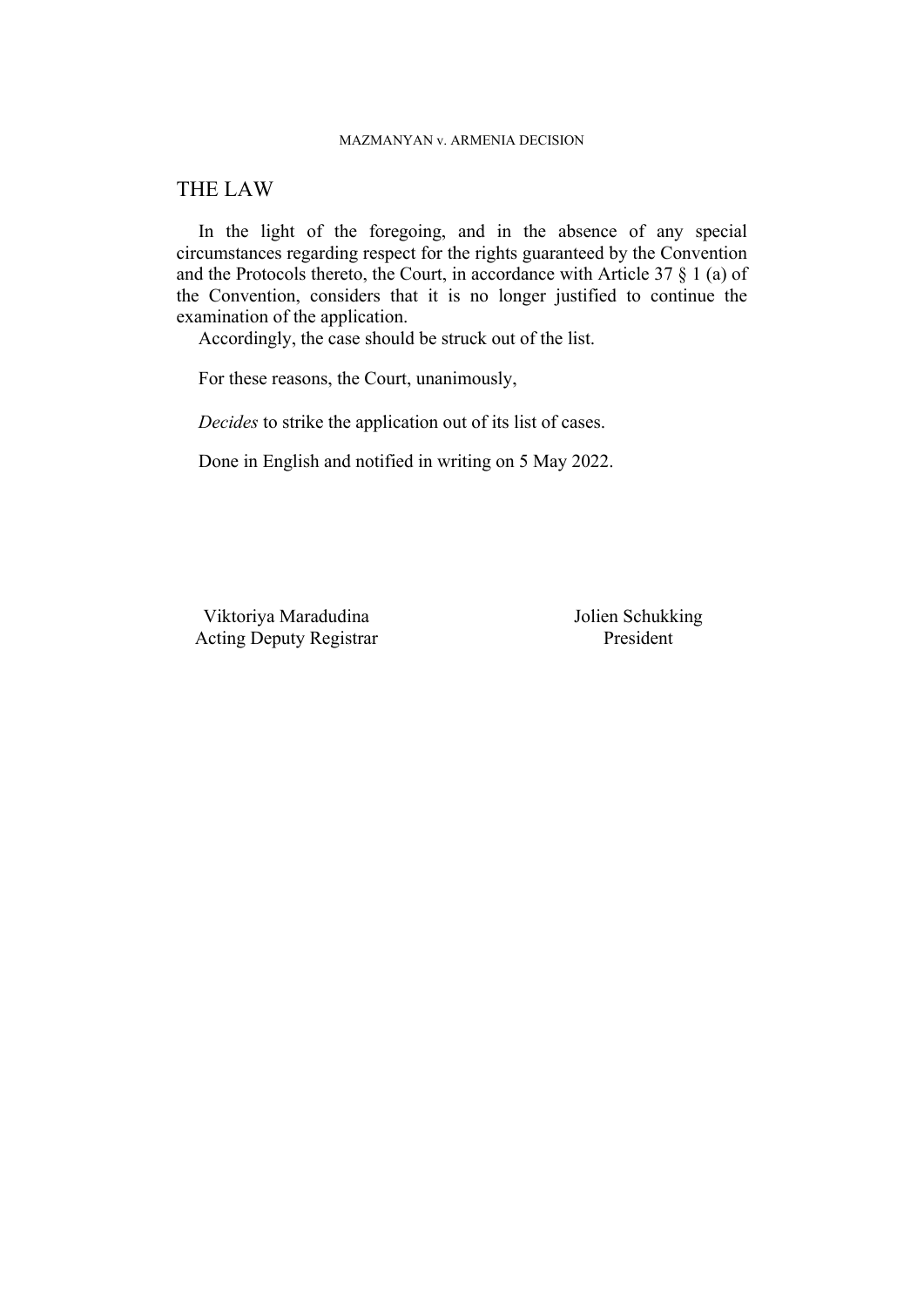## THE LAW

In the light of the foregoing, and in the absence of any special circumstances regarding respect for the rights guaranteed by the Convention and the Protocols thereto, the Court, in accordance with Article 37 § 1 (a) of the Convention, considers that it is no longer justified to continue the examination of the application.

Accordingly, the case should be struck out of the list.

For these reasons, the Court, unanimously,

*Decides* to strike the application out of its list of cases.

Done in English and notified in writing on 5 May 2022.

| | |
|---|---|
| Viktoriya Maradudina | Jolien Schukking |
| Acting Deputy Registrar | President |